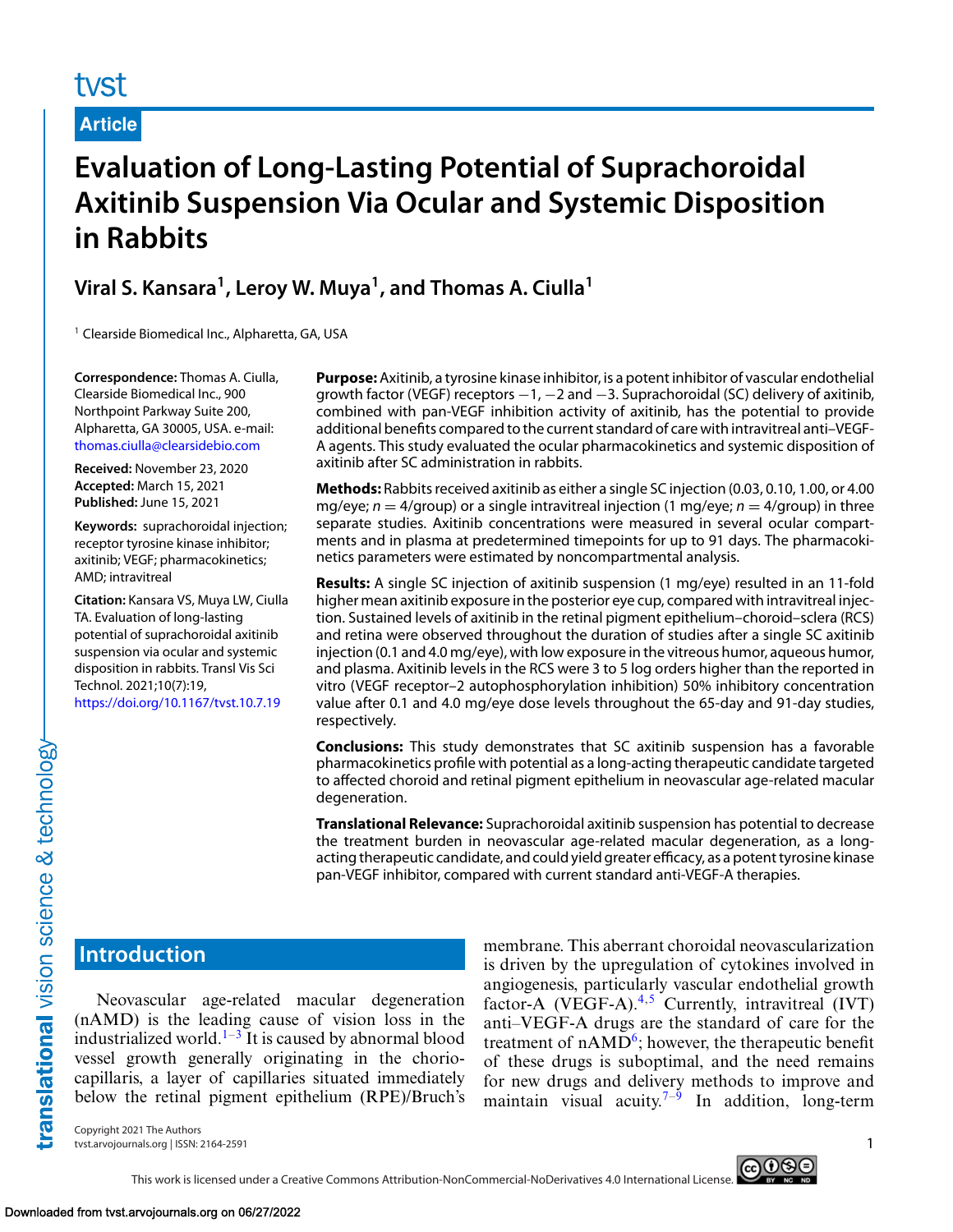Article

# Evaluation of Long-Lasting Potential of Suprachoroidal Axitinib Suspension Via Ocular and Systemic Disposition in Rabbits

**Viral S. Kansara[1], Leroy W. Muya[1], and Thomas A. Ciulla[1]**

[1] Clearside Biomedical Inc., Alpharetta, GA, USA

**Correspondence:** Thomas A. Ciulla, Clearside Biomedical Inc., 900 Northpoint Parkway Suite 200, Alpharetta, GA 30005, USA. e-mail: thomas.ciulla@clearsidebio.com

**Received:** November 23, 2020
**Accepted:** March 15, 2021
**Published:** June 15, 2021

**Keywords:** suprachoroidal injection; receptor tyrosine kinase inhibitor; axitinib; VEGF; pharmacokinetics; AMD; intravitreal

**Citation:** Kansara VS, Muya LW, Ciulla TA. Evaluation of long-lasting potential of suprachoroidal axitinib suspension via ocular and systemic disposition in rabbits. Transl Vis Sci Technol. 2021;10(7):19, https://doi.org/10.1167/tvst.10.7.19

**Purpose:** Axitinib, a tyrosine kinase inhibitor, is a potent inhibitor of vascular endothelial growth factor (VEGF) receptors −1, −2 and −3. Suprachoroidal (SC) delivery of axitinib, combined with pan-VEGF inhibition activity of axitinib, has the potential to provide additional benefits compared to the current standard of care with intravitreal anti–VEGF-A agents. This study evaluated the ocular pharmacokinetics and systemic disposition of axitinib after SC administration in rabbits.

**Methods:** Rabbits received axitinib as either a single SC injection (0.03, 0.10, 1.00, or 4.00 mg/eye; $n = 4$/group) or a single intravitreal injection (1 mg/eye; $n = 4$/group) in three separate studies. Axitinib concentrations were measured in several ocular compartments and in plasma at predetermined timepoints for up to 91 days. The pharmacokinetics parameters were estimated by noncompartmental analysis.

**Results:** A single SC injection of axitinib suspension (1 mg/eye) resulted in an 11-fold higher mean axitinib exposure in the posterior eye cup, compared with intravitreal injection. Sustained levels of axitinib in the retinal pigment epithelium–choroid–sclera (RCS) and retina were observed throughout the duration of studies after a single SC axitinib injection (0.1 and 4.0 mg/eye), with low exposure in the vitreous humor, aqueous humor, and plasma. Axitinib levels in the RCS were 3 to 5 log orders higher than the reported in vitro (VEGF receptor–2 autophosphorylation inhibition) 50% inhibitory concentration value after 0.1 and 4.0 mg/eye dose levels throughout the 65-day and 91-day studies, respectively.

**Conclusions:** This study demonstrates that SC axitinib suspension has a favorable pharmacokinetics profile with potential as a long-acting therapeutic candidate targeted to affected choroid and retinal pigment epithelium in neovascular age-related macular degeneration.

**Translational Relevance:** Suprachoroidal axitinib suspension has potential to decrease the treatment burden in neovascular age-related macular degeneration, as a long-acting therapeutic candidate, and could yield greater efficacy, as a potent tyrosine kinase pan-VEGF inhibitor, compared with current standard anti-VEGF-A therapies.

## Introduction

Neovascular age-related macular degeneration (nAMD) is the leading cause of vision loss in the industrialized world.[1–3] It is caused by abnormal blood vessel growth generally originating in the choriocapillaris, a layer of capillaries situated immediately below the retinal pigment epithelium (RPE)/Bruch's membrane. This aberrant choroidal neovascularization is driven by the upregulation of cytokines involved in angiogenesis, particularly vascular endothelial growth factor-A (VEGF-A).[4,5] Currently, intravitreal (IVT) anti–VEGF-A drugs are the standard of care for the treatment of nAMD[6]; however, the therapeutic benefit of these drugs is suboptimal, and the need remains for new drugs and delivery methods to improve and maintain visual acuity.[7–9] In addition, long-term

Copyright 2021 The Authors
tvst.arvojournals.org | ISSN: 2164-2591

This work is licensed under a Creative Commons Attribution-NonCommercial-NoDerivatives 4.0 International License.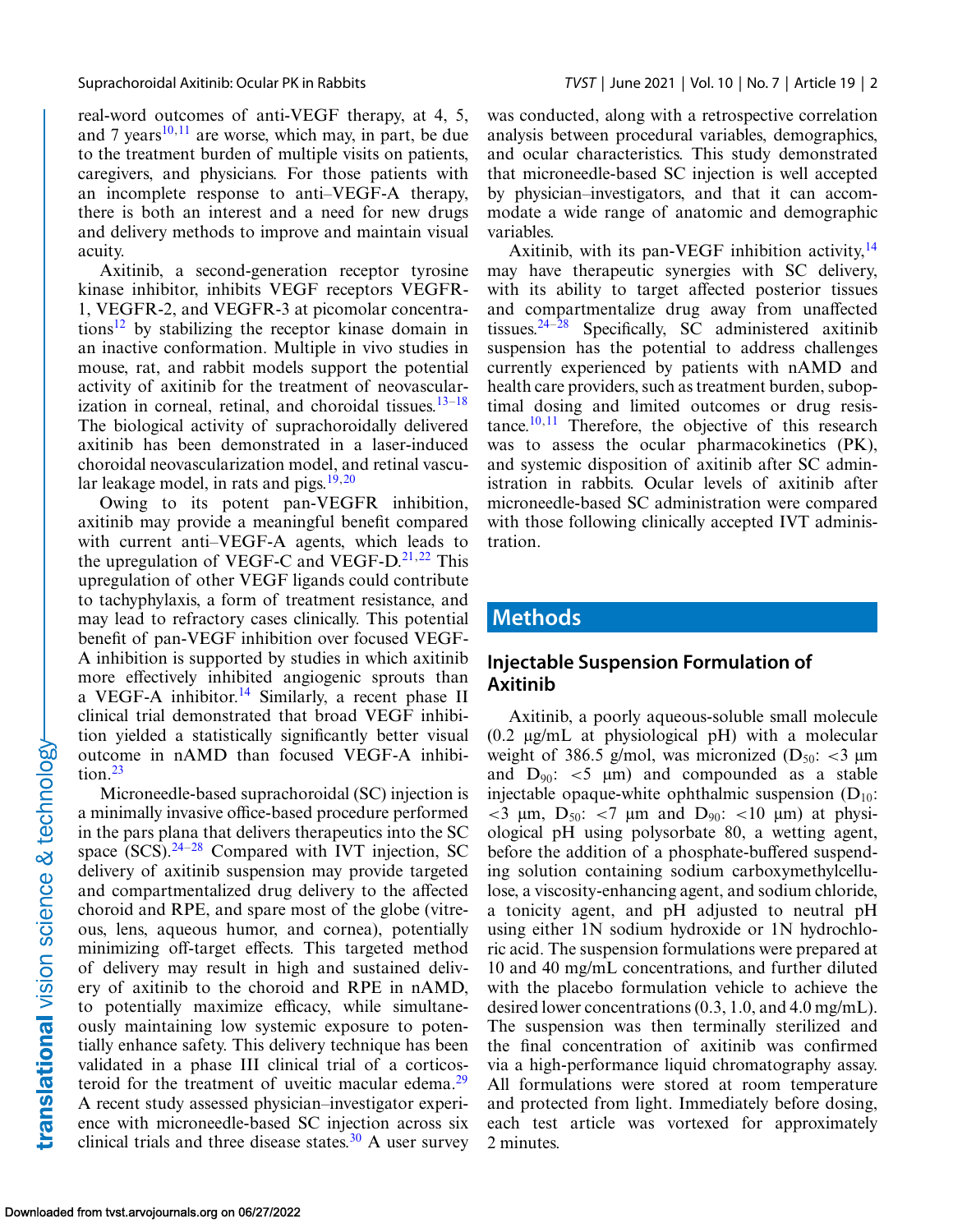real-word outcomes of anti-VEGF therapy, at 4, 5, and 7 years[10,11] are worse, which may, in part, be due to the treatment burden of multiple visits on patients, caregivers, and physicians. For those patients with an incomplete response to anti–VEGF-A therapy, there is both an interest and a need for new drugs and delivery methods to improve and maintain visual acuity.

Axitinib, a second-generation receptor tyrosine kinase inhibitor, inhibits VEGF receptors VEGFR-1, VEGFR-2, and VEGFR-3 at picomolar concentrations[12] by stabilizing the receptor kinase domain in an inactive conformation. Multiple in vivo studies in mouse, rat, and rabbit models support the potential activity of axitinib for the treatment of neovascularization in corneal, retinal, and choroidal tissues.[13–18] The biological activity of suprachoroidally delivered axitinib has been demonstrated in a laser-induced choroidal neovascularization model, and retinal vascular leakage model, in rats and pigs.[19,20]

Owing to its potent pan-VEGFR inhibition, axitinib may provide a meaningful benefit compared with current anti–VEGF-A agents, which leads to the upregulation of VEGF-C and VEGF-D.[21,22] This upregulation of other VEGF ligands could contribute to tachyphylaxis, a form of treatment resistance, and may lead to refractory cases clinically. This potential benefit of pan-VEGF inhibition over focused VEGF-A inhibition is supported by studies in which axitinib more effectively inhibited angiogenic sprouts than a VEGF-A inhibitor.[14] Similarly, a recent phase II clinical trial demonstrated that broad VEGF inhibition yielded a statistically significantly better visual outcome in nAMD than focused VEGF-A inhibition.[23]

Microneedle-based suprachoroidal (SC) injection is a minimally invasive office-based procedure performed in the pars plana that delivers therapeutics into the SC space (SCS).[24–28] Compared with IVT injection, SC delivery of axitinib suspension may provide targeted and compartmentalized drug delivery to the affected choroid and RPE, and spare most of the globe (vitreous, lens, aqueous humor, and cornea), potentially minimizing off-target effects. This targeted method of delivery may result in high and sustained delivery of axitinib to the choroid and RPE in nAMD, to potentially maximize efficacy, while simultaneously maintaining low systemic exposure to potentially enhance safety. This delivery technique has been validated in a phase III clinical trial of a corticosteroid for the treatment of uveitic macular edema.[29] A recent study assessed physician–investigator experience with microneedle-based SC injection across six clinical trials and three disease states.[30] A user survey was conducted, along with a retrospective correlation analysis between procedural variables, demographics, and ocular characteristics. This study demonstrated that microneedle-based SC injection is well accepted by physician–investigators, and that it can accommodate a wide range of anatomic and demographic variables.

Axitinib, with its pan-VEGF inhibition activity,[14] may have therapeutic synergies with SC delivery, with its ability to target affected posterior tissues and compartmentalize drug away from unaffected tissues.[24–28] Specifically, SC administered axitinib suspension has the potential to address challenges currently experienced by patients with nAMD and health care providers, such as treatment burden, suboptimal dosing and limited outcomes or drug resistance.[10,11] Therefore, the objective of this research was to assess the ocular pharmacokinetics (PK), and systemic disposition of axitinib after SC administration in rabbits. Ocular levels of axitinib after microneedle-based SC administration were compared with those following clinically accepted IVT administration.

## Methods

### Injectable Suspension Formulation of Axitinib

Axitinib, a poorly aqueous-soluble small molecule (0.2 µg/mL at physiological pH) with a molecular weight of 386.5 g/mol, was micronized ($D_{50}$: <3 µm and $D_{90}$: <5 µm) and compounded as a stable injectable opaque-white ophthalmic suspension ($D_{10}$: <3 µm, $D_{50}$: <7 µm and $D_{90}$: <10 µm) at physiological pH using polysorbate 80, a wetting agent, before the addition of a phosphate-buffered suspending solution containing sodium carboxymethylcellulose, a viscosity-enhancing agent, and sodium chloride, a tonicity agent, and pH adjusted to neutral pH using either 1N sodium hydroxide or 1N hydrochloric acid. The suspension formulations were prepared at 10 and 40 mg/mL concentrations, and further diluted with the placebo formulation vehicle to achieve the desired lower concentrations (0.3, 1.0, and 4.0 mg/mL). The suspension was then terminally sterilized and the final concentration of axitinib was confirmed via a high-performance liquid chromatography assay. All formulations were stored at room temperature and protected from light. Immediately before dosing, each test article was vortexed for approximately 2 minutes.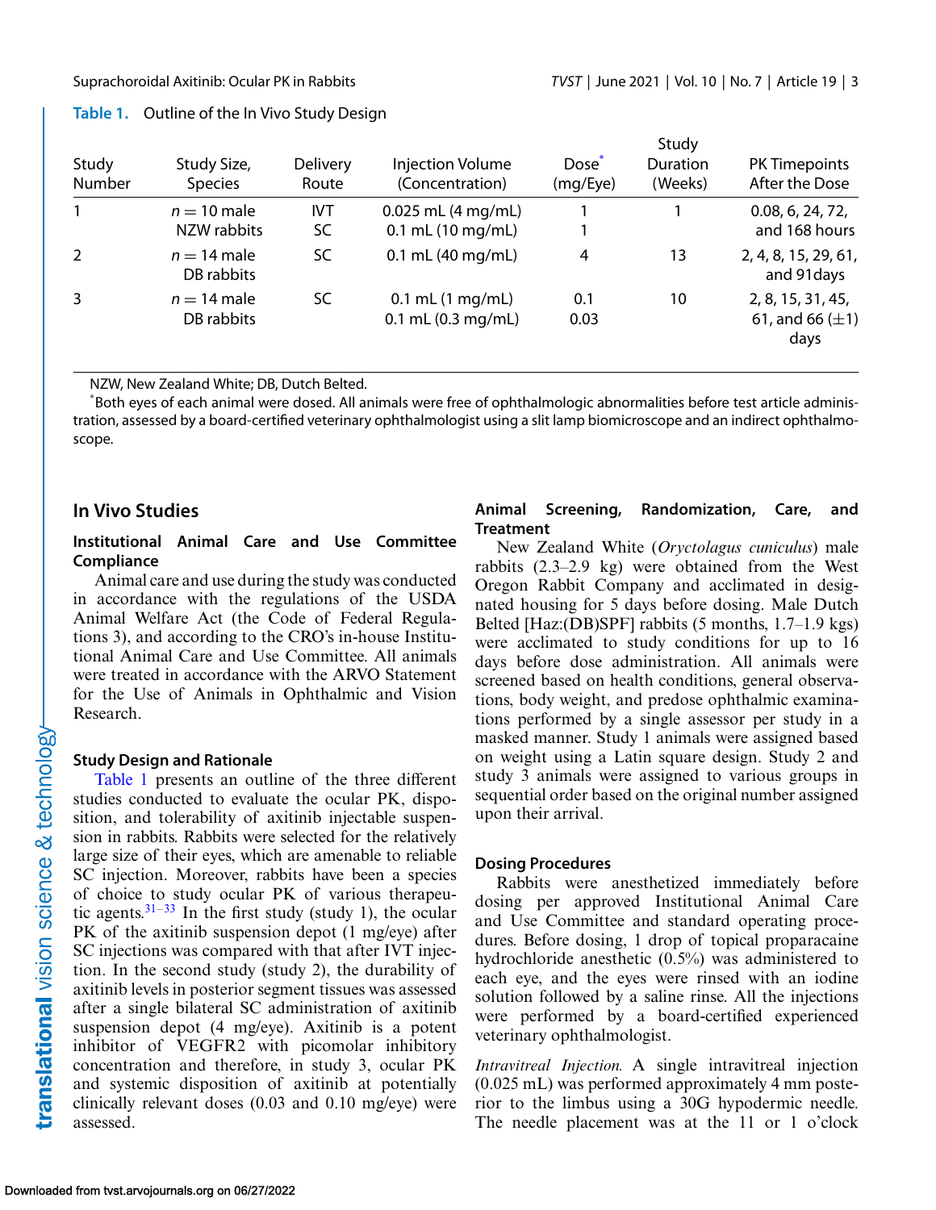**Table 1.** Outline of the In Vivo Study Design

| Study Number | Study Size, Species | Delivery Route | Injection Volume (Concentration) | Dose* (mg/Eye) | Study Duration (Weeks) | PK Timepoints After the Dose |
|---|---|---|---|---|---|---|
| 1 | $n = 10$ male NZW rabbits | IVT<br>SC | 0.025 mL (4 mg/mL)<br>0.1 mL (10 mg/mL) | 1<br>1 | 1 | 0.08, 6, 24, 72, and 168 hours |
| 2 | $n = 14$ male DB rabbits | SC | 0.1 mL (40 mg/mL) | 4 | 13 | 2, 4, 8, 15, 29, 61, and 91days |
| 3 | $n = 14$ male DB rabbits | SC | 0.1 mL (1 mg/mL)<br>0.1 mL (0.3 mg/mL) | 0.1<br>0.03 | 10 | 2, 8, 15, 31, 45, 61, and 66 (±1) days |

NZW, New Zealand White; DB, Dutch Belted.
*Both eyes of each animal were dosed. All animals were free of ophthalmologic abnormalities before test article administration, assessed by a board-certified veterinary ophthalmologist using a slit lamp biomicroscope and an indirect ophthalmoscope.

## In Vivo Studies

### Institutional Animal Care and Use Committee Compliance

Animal care and use during the study was conducted in accordance with the regulations of the USDA Animal Welfare Act (the Code of Federal Regulations 3), and according to the CRO's in-house Institutional Animal Care and Use Committee. All animals were treated in accordance with the ARVO Statement for the Use of Animals in Ophthalmic and Vision Research.

### Study Design and Rationale

Table 1 presents an outline of the three different studies conducted to evaluate the ocular PK, disposition, and tolerability of axitinib injectable suspension in rabbits. Rabbits were selected for the relatively large size of their eyes, which are amenable to reliable SC injection. Moreover, rabbits have been a species of choice to study ocular PK of various therapeutic agents.[31–33] In the first study (study 1), the ocular PK of the axitinib suspension depot (1 mg/eye) after SC injections was compared with that after IVT injection. In the second study (study 2), the durability of axitinib levels in posterior segment tissues was assessed after a single bilateral SC administration of axitinib suspension depot (4 mg/eye). Axitinib is a potent inhibitor of VEGFR2 with picomolar inhibitory concentration and therefore, in study 3, ocular PK and systemic disposition of axitinib at potentially clinically relevant doses (0.03 and 0.10 mg/eye) were assessed.

### Animal Screening, Randomization, Care, and Treatment

New Zealand White (*Oryctolagus cuniculus*) male rabbits (2.3–2.9 kg) were obtained from the West Oregon Rabbit Company and acclimated in designated housing for 5 days before dosing. Male Dutch Belted [Haz:(DB)SPF] rabbits (5 months, 1.7–1.9 kgs) were acclimated to study conditions for up to 16 days before dose administration. All animals were screened based on health conditions, general observations, body weight, and predose ophthalmic examinations performed by a single assessor per study in a masked manner. Study 1 animals were assigned based on weight using a Latin square design. Study 2 and study 3 animals were assigned to various groups in sequential order based on the original number assigned upon their arrival.

### Dosing Procedures

Rabbits were anesthetized immediately before dosing per approved Institutional Animal Care and Use Committee and standard operating procedures. Before dosing, 1 drop of topical proparacaine hydrochloride anesthetic (0.5%) was administered to each eye, and the eyes were rinsed with an iodine solution followed by a saline rinse. All the injections were performed by a board-certified experienced veterinary ophthalmologist.

*Intravitreal Injection.* A single intravitreal injection (0.025 mL) was performed approximately 4 mm posterior to the limbus using a 30G hypodermic needle. The needle placement was at the 11 or 1 o'clock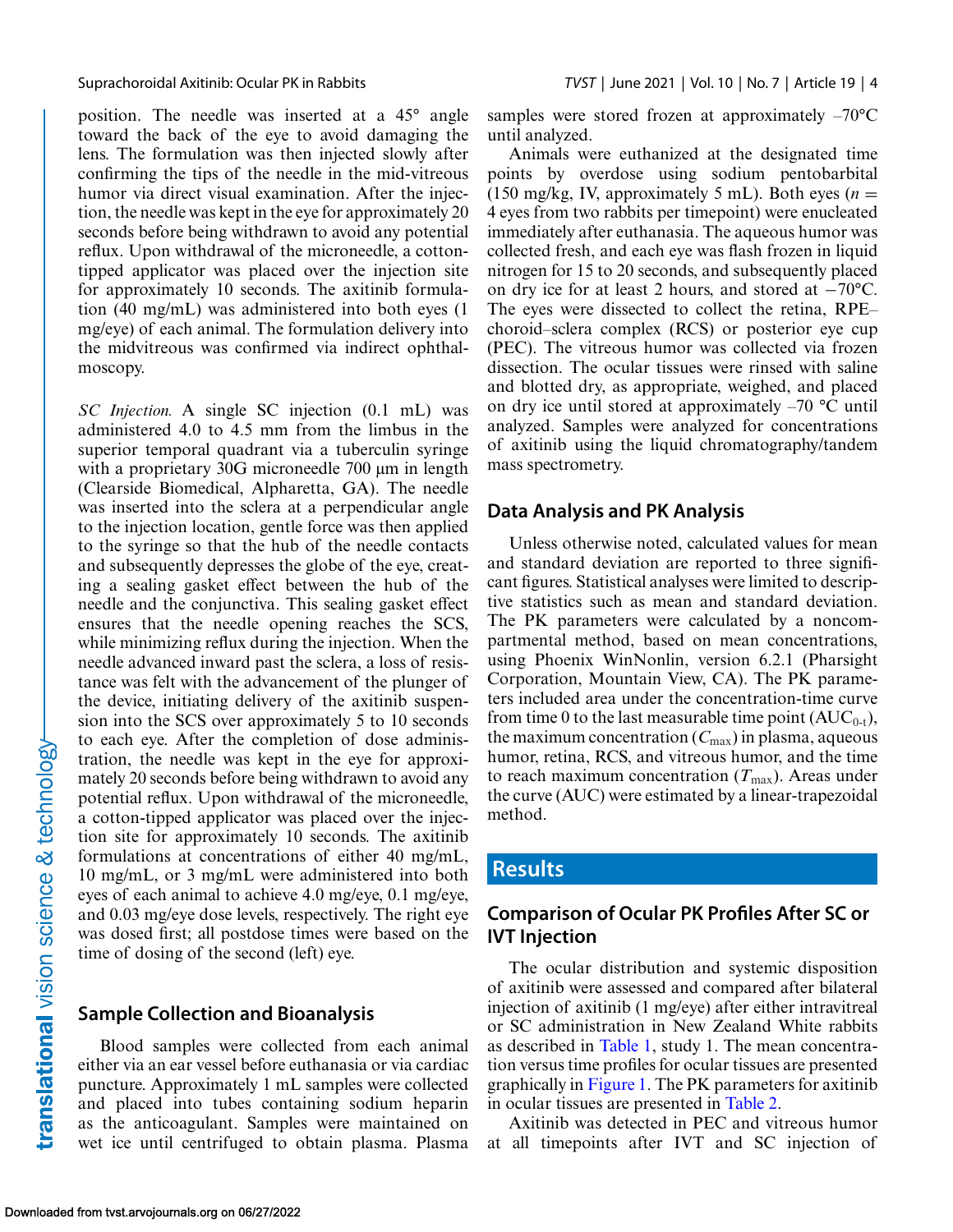position. The needle was inserted at a 45° angle toward the back of the eye to avoid damaging the lens. The formulation was then injected slowly after confirming the tips of the needle in the mid-vitreous humor via direct visual examination. After the injection, the needle was kept in the eye for approximately 20 seconds before being withdrawn to avoid any potential reflux. Upon withdrawal of the microneedle, a cotton-tipped applicator was placed over the injection site for approximately 10 seconds. The axitinib formulation (40 mg/mL) was administered into both eyes (1 mg/eye) of each animal. The formulation delivery into the midvitreous was confirmed via indirect ophthalmoscopy.

*SC Injection.* A single SC injection (0.1 mL) was administered 4.0 to 4.5 mm from the limbus in the superior temporal quadrant via a tuberculin syringe with a proprietary 30G microneedle 700 µm in length (Clearside Biomedical, Alpharetta, GA). The needle was inserted into the sclera at a perpendicular angle to the injection location, gentle force was then applied to the syringe so that the hub of the needle contacts and subsequently depresses the globe of the eye, creating a sealing gasket effect between the hub of the needle and the conjunctiva. This sealing gasket effect ensures that the needle opening reaches the SCS, while minimizing reflux during the injection. When the needle advanced inward past the sclera, a loss of resistance was felt with the advancement of the plunger of the device, initiating delivery of the axitinib suspension into the SCS over approximately 5 to 10 seconds to each eye. After the completion of dose administration, the needle was kept in the eye for approximately 20 seconds before being withdrawn to avoid any potential reflux. Upon withdrawal of the microneedle, a cotton-tipped applicator was placed over the injection site for approximately 10 seconds. The axitinib formulations at concentrations of either 40 mg/mL, 10 mg/mL, or 3 mg/mL were administered into both eyes of each animal to achieve 4.0 mg/eye, 0.1 mg/eye, and 0.03 mg/eye dose levels, respectively. The right eye was dosed first; all postdose times were based on the time of dosing of the second (left) eye.

## Sample Collection and Bioanalysis

Blood samples were collected from each animal either via an ear vessel before euthanasia or via cardiac puncture. Approximately 1 mL samples were collected and placed into tubes containing sodium heparin as the anticoagulant. Samples were maintained on wet ice until centrifuged to obtain plasma. Plasma samples were stored frozen at approximately –70°C until analyzed.

Animals were euthanized at the designated time points by overdose using sodium pentobarbital (150 mg/kg, IV, approximately 5 mL). Both eyes ($n$ = 4 eyes from two rabbits per timepoint) were enucleated immediately after euthanasia. The aqueous humor was collected fresh, and each eye was flash frozen in liquid nitrogen for 15 to 20 seconds, and subsequently placed on dry ice for at least 2 hours, and stored at −70°C. The eyes were dissected to collect the retina, RPE–choroid–sclera complex (RCS) or posterior eye cup (PEC). The vitreous humor was collected via frozen dissection. The ocular tissues were rinsed with saline and blotted dry, as appropriate, weighed, and placed on dry ice until stored at approximately –70 °C until analyzed. Samples were analyzed for concentrations of axitinib using the liquid chromatography/tandem mass spectrometry.

## Data Analysis and PK Analysis

Unless otherwise noted, calculated values for mean and standard deviation are reported to three significant figures. Statistical analyses were limited to descriptive statistics such as mean and standard deviation. The PK parameters were calculated by a noncompartmental method, based on mean concentrations, using Phoenix WinNonlin, version 6.2.1 (Pharsight Corporation, Mountain View, CA). The PK parameters included area under the concentration-time curve from time 0 to the last measurable time point ($AUC_{0\text{-}t}$), the maximum concentration ($C_{max}$) in plasma, aqueous humor, retina, RCS, and vitreous humor, and the time to reach maximum concentration ($T_{max}$). Areas under the curve (AUC) were estimated by a linear-trapezoidal method.

# Results

## Comparison of Ocular PK Profiles After SC or IVT Injection

The ocular distribution and systemic disposition of axitinib were assessed and compared after bilateral injection of axitinib (1 mg/eye) after either intravitreal or SC administration in New Zealand White rabbits as described in Table 1, study 1. The mean concentration versus time profiles for ocular tissues are presented graphically in Figure 1. The PK parameters for axitinib in ocular tissues are presented in Table 2.

Axitinib was detected in PEC and vitreous humor at all timepoints after IVT and SC injection of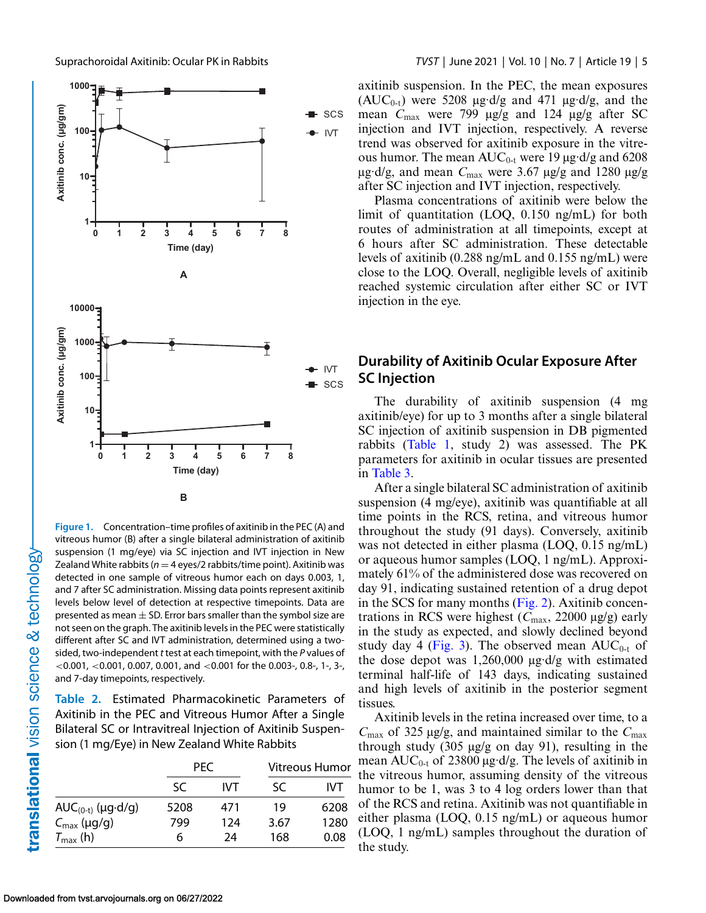1000

100

10

1

Axitinib conc. (µg/gm)

0 1 2 3 4 5 6 7 8

Time (day)

SCS

IVT

A

10000

1000

100

10

1

Axitinib conc. (µg/gm)

0 1 2 3 4 5 6 7 8

Time (day)

IVT

SCS

B

**Figure 1.** Concentration–time profiles of axitinib in the PEC (A) and vitreous humor (B) after a single bilateral administration of axitinib suspension (1 mg/eye) via SC injection and IVT injection in New Zealand White rabbits ($n = 4$ eyes/2 rabbits/time point). Axitinib was detected in one sample of vitreous humor each on days 0.003, 1, and 7 after SC administration. Missing data points represent axitinib levels below level of detection at respective timepoints. Data are presented as mean ± SD. Error bars smaller than the symbol size are not seen on the graph. The axitinib levels in the PEC were statistically different after SC and IVT administration, determined using a two-sided, two-independent *t* test at each timepoint, with the *P* values of <0.001, <0.001, 0.007, 0.001, and <0.001 for the 0.003-, 0.8-, 1-, 3-, and 7-day timepoints, respectively.

**Table 2.** Estimated Pharmacokinetic Parameters of Axitinib in the PEC and Vitreous Humor After a Single Bilateral SC or Intravitreal Injection of Axitinib Suspension (1 mg/Eye) in New Zealand White Rabbits

| | PEC | | Vitreous Humor | |
|---|---|---|---|---|
| | SC | IVT | SC | IVT |
| $AUC_{(0\text{-}t)}$ (µg·d/g) | 5208 | 471 | 19 | 6208 |
| $C_{max}$ (µg/g) | 799 | 124 | 3.67 | 1280 |
| $T_{max}$ (h) | 6 | 24 | 168 | 0.08 |

axitinib suspension. In the PEC, the mean exposures ($AUC_{0\text{-}t}$) were 5208 µg·d/g and 471 µg·d/g, and the mean $C_{max}$ were 799 µg/g and 124 µg/g after SC injection and IVT injection, respectively. A reverse trend was observed for axitinib exposure in the vitreous humor. The mean $AUC_{0\text{-}t}$ were 19 µg·d/g and 6208 µg·d/g, and mean $C_{max}$ were 3.67 µg/g and 1280 µg/g after SC injection and IVT injection, respectively.

Plasma concentrations of axitinib were below the limit of quantitation (LOQ, 0.150 ng/mL) for both routes of administration at all timepoints, except at 6 hours after SC administration. These detectable levels of axitinib (0.288 ng/mL and 0.155 ng/mL) were close to the LOQ. Overall, negligible levels of axitinib reached systemic circulation after either SC or IVT injection in the eye.

## Durability of Axitinib Ocular Exposure After SC Injection

The durability of axitinib suspension (4 mg axitinib/eye) for up to 3 months after a single bilateral SC injection of axitinib suspension in DB pigmented rabbits (Table 1, study 2) was assessed. The PK parameters for axitinib in ocular tissues are presented in Table 3.

After a single bilateral SC administration of axitinib suspension (4 mg/eye), axitinib was quantifiable at all time points in the RCS, retina, and vitreous humor throughout the study (91 days). Conversely, axitinib was not detected in either plasma (LOQ, 0.15 ng/mL) or aqueous humor samples (LOQ, 1 ng/mL). Approximately 61% of the administered dose was recovered on day 91, indicating sustained retention of a drug depot in the SCS for many months (Fig. 2). Axitinib concentrations in RCS were highest ($C_{max}$, 22000 µg/g) early in the study as expected, and slowly declined beyond study day 4 (Fig. 3). The observed mean $AUC_{0\text{-}t}$ of the dose depot was 1,260,000 µg·d/g with estimated terminal half-life of 143 days, indicating sustained and high levels of axitinib in the posterior segment tissues.

Axitinib levels in the retina increased over time, to a $C_{max}$ of 325 µg/g, and maintained similar to the $C_{max}$ through study (305 µg/g on day 91), resulting in the mean $AUC_{0\text{-}t}$ of 23800 µg·d/g. The levels of axitinib in the vitreous humor, assuming density of the vitreous humor to be 1, was 3 to 4 log orders lower than that of the RCS and retina. Axitinib was not quantifiable in either plasma (LOQ, 0.15 ng/mL) or aqueous humor (LOQ, 1 ng/mL) samples throughout the duration of the study.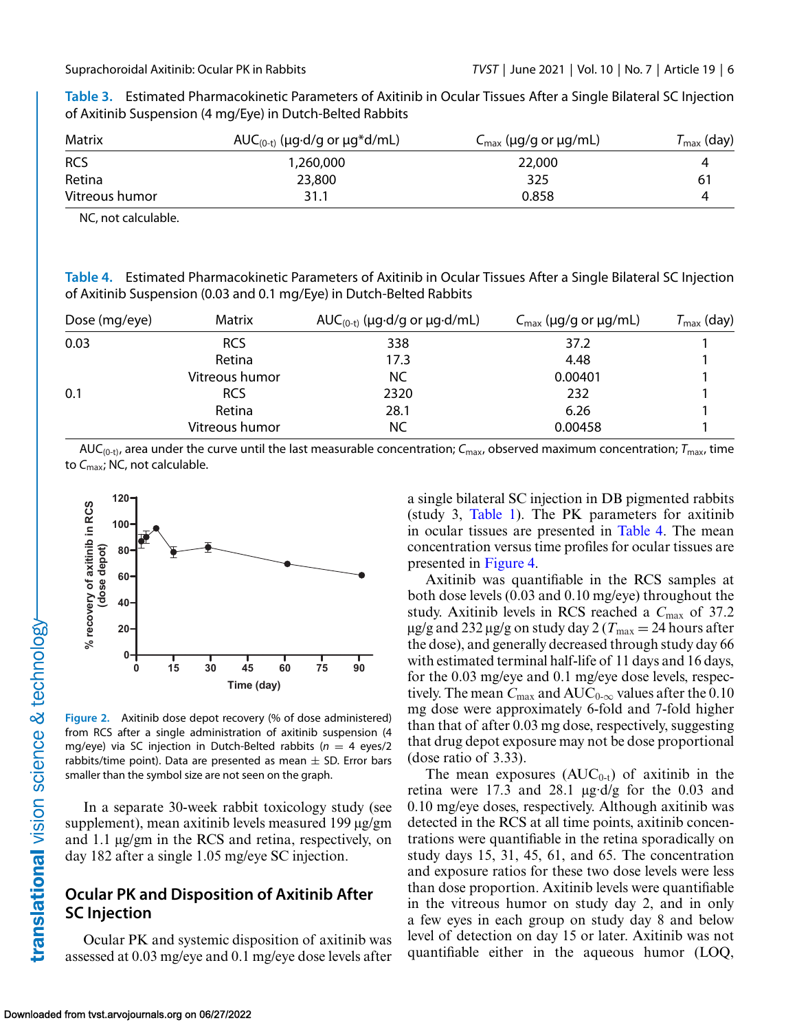**Table 3.** Estimated Pharmacokinetic Parameters of Axitinib in Ocular Tissues After a Single Bilateral SC Injection of Axitinib Suspension (4 mg/Eye) in Dutch-Belted Rabbits

| Matrix | $AUC_{(0-t)}$ (µg·d/g or µg*d/mL) | $C_{max}$ (µg/g or µg/mL) | $T_{max}$ (day) |
|---|---|---|---|
| RCS | 1,260,000 | 22,000 | 4 |
| Retina | 23,800 | 325 | 61 |
| Vitreous humor | 31.1 | 0.858 | 4 |

NC, not calculable.

**Table 4.** Estimated Pharmacokinetic Parameters of Axitinib in Ocular Tissues After a Single Bilateral SC Injection of Axitinib Suspension (0.03 and 0.1 mg/Eye) in Dutch-Belted Rabbits

| Dose (mg/eye) | Matrix | $AUC_{(0-t)}$ (µg·d/g or µg·d/mL) | $C_{max}$ (µg/g or µg/mL) | $T_{max}$ (day) |
|---|---|---|---|---|
| 0.03 | RCS | 338 | 37.2 | 1 |
| | Retina | 17.3 | 4.48 | 1 |
| | Vitreous humor | NC | 0.00401 | 1 |
| 0.1 | RCS | 2320 | 232 | 1 |
| | Retina | 28.1 | 6.26 | 1 |
| | Vitreous humor | NC | 0.00458 | 1 |

$AUC_{(0-t)}$, area under the curve until the last measurable concentration; $C_{max}$, observed maximum concentration; $T_{max}$, time to $C_{max}$; NC, not calculable.

% recovery of axitinib in RCS (dose depot)
120
100
80
60
40
20
0
0 15 30 45 60 75 90
Time (day)

**Figure 2.** Axitinib dose depot recovery (% of dose administered) from RCS after a single administration of axitinib suspension (4 mg/eye) via SC injection in Dutch-Belted rabbits ($n$ = 4 eyes/2 rabbits/time point). Data are presented as mean ± SD. Error bars smaller than the symbol size are not seen on the graph.

In a separate 30-week rabbit toxicology study (see supplement), mean axitinib levels measured 199 µg/gm and 1.1 µg/gm in the RCS and retina, respectively, on day 182 after a single 1.05 mg/eye SC injection.

## Ocular PK and Disposition of Axitinib After SC Injection

Ocular PK and systemic disposition of axitinib was assessed at 0.03 mg/eye and 0.1 mg/eye dose levels after a single bilateral SC injection in DB pigmented rabbits (study 3, Table 1). The PK parameters for axitinib in ocular tissues are presented in Table 4. The mean concentration versus time profiles for ocular tissues are presented in Figure 4.

Axitinib was quantifiable in the RCS samples at both dose levels (0.03 and 0.10 mg/eye) throughout the study. Axitinib levels in RCS reached a $C_{max}$ of 37.2 µg/g and 232 µg/g on study day 2 ($T_{max}$ = 24 hours after the dose), and generally decreased through study day 66 with estimated terminal half-life of 11 days and 16 days, for the 0.03 mg/eye and 0.1 mg/eye dose levels, respectively. The mean $C_{max}$ and $AUC_{0-\infty}$ values after the 0.10 mg dose were approximately 6-fold and 7-fold higher than that of after 0.03 mg dose, respectively, suggesting that drug depot exposure may not be dose proportional (dose ratio of 3.33).

The mean exposures ($AUC_{0-t}$) of axitinib in the retina were 17.3 and 28.1 µg·d/g for the 0.03 and 0.10 mg/eye doses, respectively. Although axitinib was detected in the RCS at all time points, axitinib concentrations were quantifiable in the retina sporadically on study days 15, 31, 45, 61, and 65. The concentration and exposure ratios for these two dose levels were less than dose proportion. Axitinib levels were quantifiable in the vitreous humor on study day 2, and in only a few eyes in each group on study day 8 and below level of detection on day 15 or later. Axitinib was not quantifiable either in the aqueous humor (LOQ,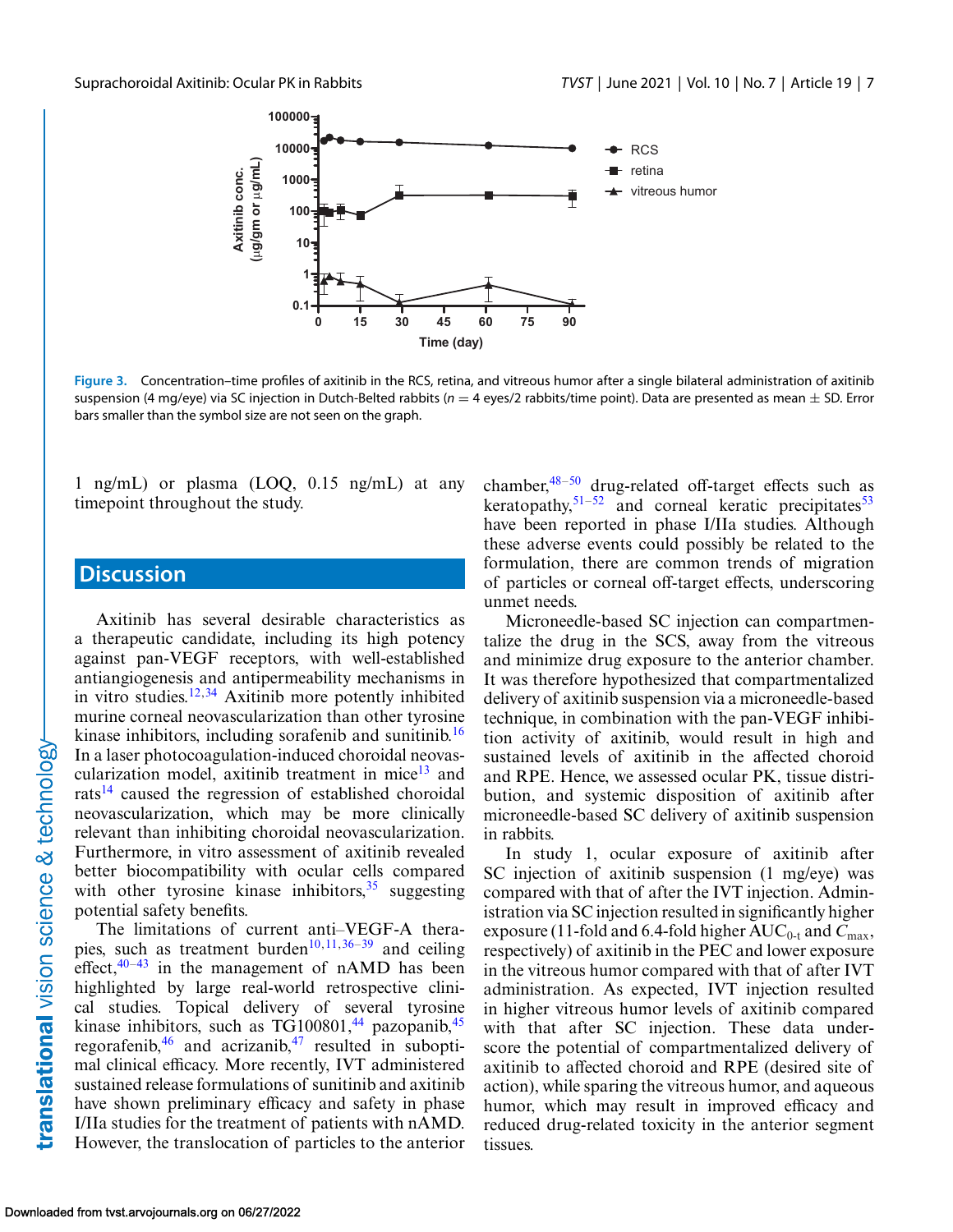100000
10000
1000
100
10
1
0.1

Axitinib conc. (μg/gm or μg/mL)

0 15 30 45 60 75 90

Time (day)

RCS
retina
vitreous humor

**Figure 3.** Concentration–time profiles of axitinib in the RCS, retina, and vitreous humor after a single bilateral administration of axitinib suspension (4 mg/eye) via SC injection in Dutch-Belted rabbits ($n = 4$ eyes/2 rabbits/time point). Data are presented as mean ± SD. Error bars smaller than the symbol size are not seen on the graph.

1 ng/mL) or plasma (LOQ, 0.15 ng/mL) at any timepoint throughout the study.

## Discussion

Axitinib has several desirable characteristics as a therapeutic candidate, including its high potency against pan-VEGF receptors, with well-established antiangiogenesis and antipermeability mechanisms in in vitro studies.[12,34] Axitinib more potently inhibited murine corneal neovascularization than other tyrosine kinase inhibitors, including sorafenib and sunitinib.[16] In a laser photocoagulation-induced choroidal neovascularization model, axitinib treatment in mice[13] and rats[14] caused the regression of established choroidal neovascularization, which may be more clinically relevant than inhibiting choroidal neovascularization. Furthermore, in vitro assessment of axitinib revealed better biocompatibility with ocular cells compared with other tyrosine kinase inhibitors,[35] suggesting potential safety benefits.

The limitations of current anti–VEGF-A therapies, such as treatment burden[10,11,36–39] and ceiling effect,[40–43] in the management of nAMD has been highlighted by large real-world retrospective clinical studies. Topical delivery of several tyrosine kinase inhibitors, such as TG100801,[44] pazopanib,[45] regorafenib,[46] and acrizanib,[47] resulted in suboptimal clinical efficacy. More recently, IVT administered sustained release formulations of sunitinib and axitinib have shown preliminary efficacy and safety in phase I/IIa studies for the treatment of patients with nAMD. However, the translocation of particles to the anterior chamber,[48–50] drug-related off-target effects such as keratopathy,[51–52] and corneal keratic precipitates[53] have been reported in phase I/IIa studies. Although these adverse events could possibly be related to the formulation, there are common trends of migration of particles or corneal off-target effects, underscoring unmet needs.

Microneedle-based SC injection can compartmentalize the drug in the SCS, away from the vitreous and minimize drug exposure to the anterior chamber. It was therefore hypothesized that compartmentalized delivery of axitinib suspension via a microneedle-based injection technique, in combination with the pan-VEGF inhibition activity of axitinib, would result in high and sustained levels of axitinib in the affected choroid and RPE. Hence, we assessed ocular PK, tissue distribution, and systemic disposition of axitinib after microneedle-based SC delivery of axitinib suspension in rabbits.

In study 1, ocular exposure of axitinib after SC injection of axitinib suspension (1 mg/eye) was compared with that of after the IVT injection. Administration via SC injection resulted in significantly higher exposure (11-fold and 6.4-fold higher $AUC_{0\text{-}t}$ and $C_{max}$, respectively) of axitinib in the PEC and lower exposure in the vitreous humor compared with that of after IVT administration. As expected, IVT injection resulted in higher vitreous humor levels of axitinib compared with that after SC injection. These data underscore the potential of compartmentalized delivery of axitinib to affected choroid and RPE (desired site of action), while sparing the vitreous humor, and aqueous humor, which may result in improved efficacy and reduced drug-related toxicity in the anterior segment tissues.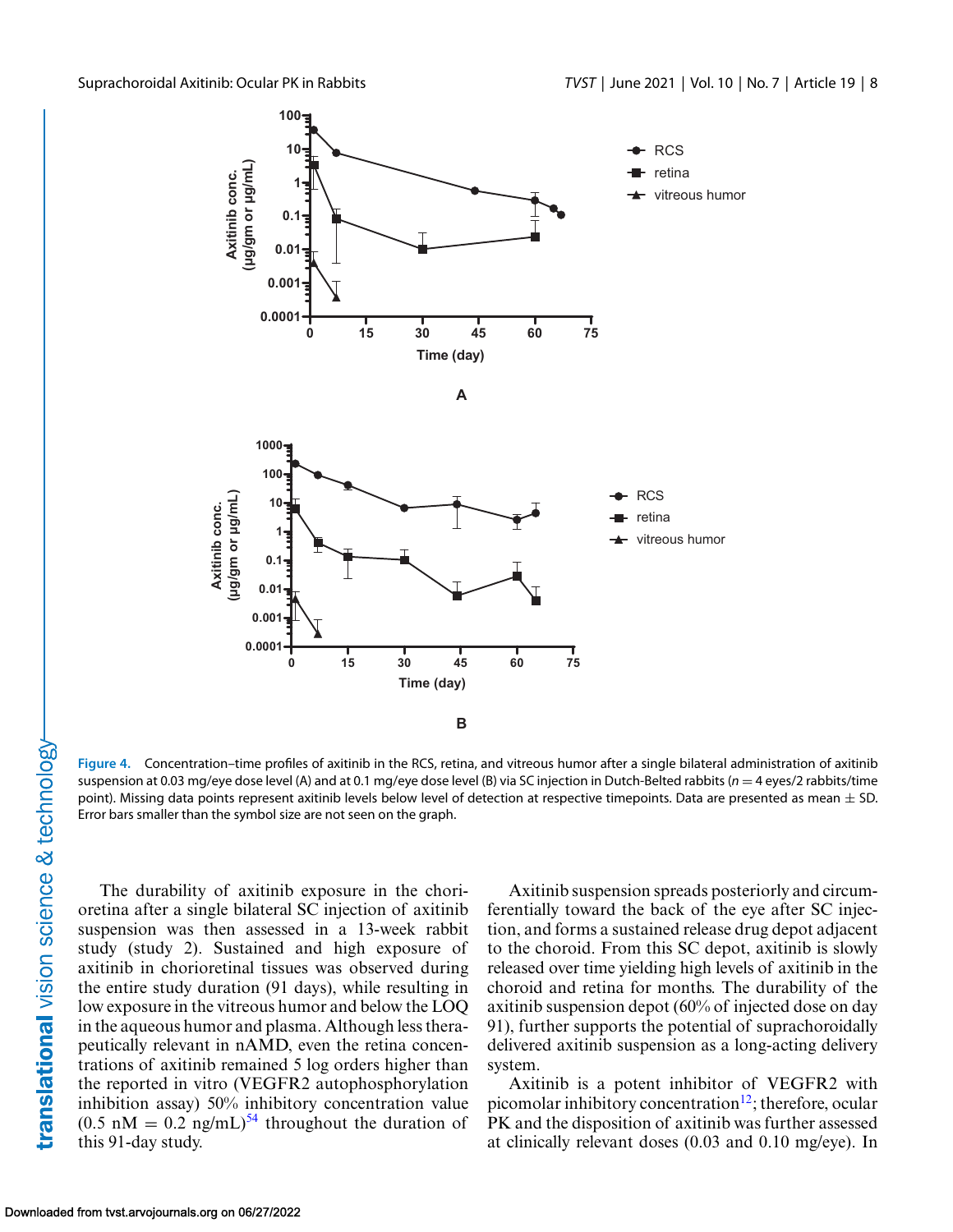Axitinib conc.
(µg/gm or µg/mL)

100
10
1
0.1
0.01
0.001
0.0001

0 15 30 45 60 75

Time (day)

RCS
retina
vitreous humor

A

Axitinib conc.
(µg/gm or µg/mL)

1000
100
10
1
0.1
0.01
0.001
0.0001

0 15 30 45 60 75

Time (day)

RCS
retina
vitreous humor

B

**Figure 4.** Concentration–time profiles of axitinib in the RCS, retina, and vitreous humor after a single bilateral administration of axitinib suspension at 0.03 mg/eye dose level (A) and at 0.1 mg/eye dose level (B) via SC injection in Dutch-Belted rabbits ($n = 4$ eyes/2 rabbits/time point). Missing data points represent axitinib levels below level of detection at respective timepoints. Data are presented as mean ± SD. Error bars smaller than the symbol size are not seen on the graph.

The durability of axitinib exposure in the chorioretina after a single bilateral SC injection of axitinib suspension was then assessed in a 13-week rabbit study (study 2). Sustained and high exposure of axitinib in chorioretinal tissues was observed during the entire study duration (91 days), while resulting in low exposure in the vitreous humor and below the LOQ in the aqueous humor and plasma. Although less therapeutically relevant in nAMD, even the retina concentrations of axitinib remained 5 log orders higher than the reported in vitro (VEGFR2 autophosphorylation inhibition assay) 50% inhibitory concentration value (0.5 nM = 0.2 ng/mL)[54] throughout the duration of this 91-day study.

Axitinib suspension spreads posteriorly and circumferentially toward the back of the eye after SC injection, and forms a sustained release drug depot adjacent to the choroid. From this SC depot, axitinib is slowly released over time yielding high levels of axitinib in the choroid and retina for months. The durability of the axitinib suspension depot (60% of injected dose on day 91), further supports the potential of suprachoroidally delivered axitinib suspension as a long-acting delivery system.

Axitinib is a potent inhibitor of VEGFR2 with picomolar inhibitory concentration[12]; therefore, ocular PK and the disposition of axitinib was further assessed at clinically relevant doses (0.03 and 0.10 mg/eye). In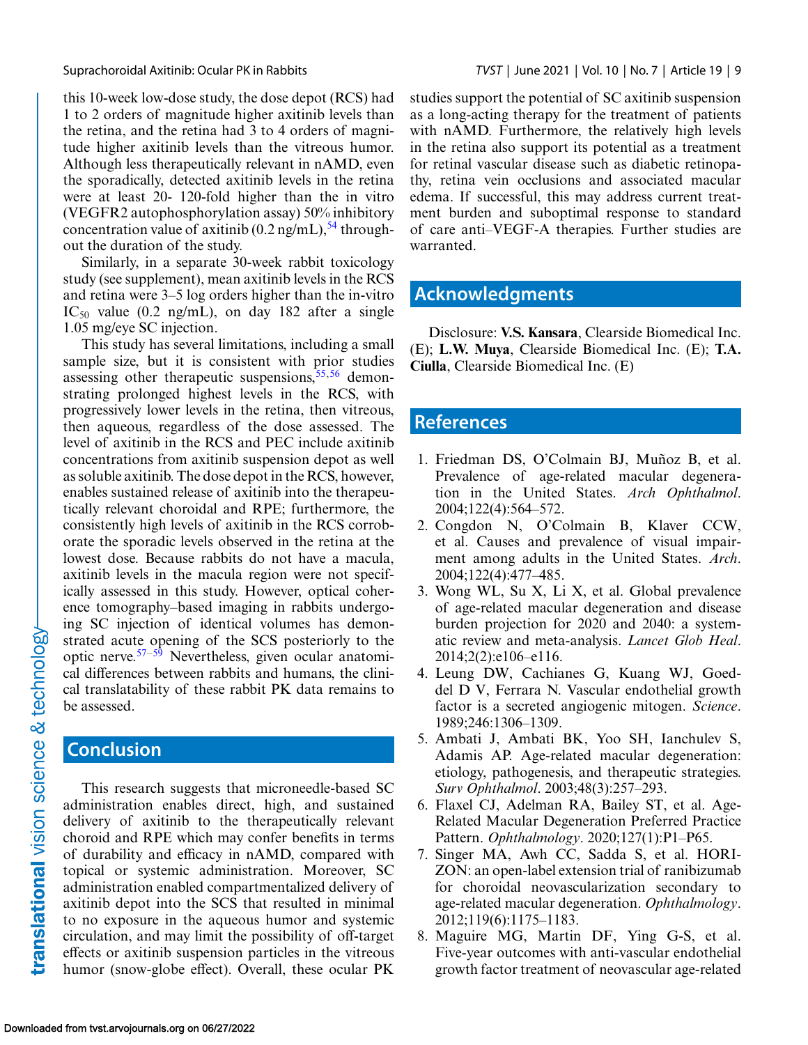this 10-week low-dose study, the dose depot (RCS) had 1 to 2 orders of magnitude higher axitinib levels than the retina, and the retina had 3 to 4 orders of magnitude higher axitinib levels than the vitreous humor. Although less therapeutically relevant in nAMD, even the sporadically, detected axitinib levels in the retina were at least 20- 120-fold higher than the in vitro (VEGFR2 autophosphorylation assay) 50% inhibitory concentration value of axitinib (0.2 ng/mL),[54] throughout the duration of the study.

Similarly, in a separate 30-week rabbit toxicology study (see supplement), mean axitinib levels in the RCS and retina were 3–5 log orders higher than the in-vitro $IC_{50}$ value (0.2 ng/mL), on day 182 after a single 1.05 mg/eye SC injection.

This study has several limitations, including a small sample size, but it is consistent with prior studies assessing other therapeutic suspensions,[55,56] demonstrating prolonged highest levels in the RCS, with progressively lower levels in the retina, then vitreous, then aqueous, regardless of the dose assessed. The level of axitinib in the RCS and PEC include axitinib concentrations from axitinib suspension depot as well as soluble axitinib. The dose depot in the RCS, however, enables sustained release of axitinib into the therapeutically relevant choroidal and RPE; furthermore, the consistently high levels of axitinib in the RCS corroborate the sporadic levels observed in the retina at the lowest dose. Because rabbits do not have a macula, axitinib levels in the macula region were not specifically assessed in this study. However, optical coherence tomography–based imaging in rabbits undergoing SC injection of identical volumes has demonstrated acute opening of the SCS posteriorly to the optic nerve.[57–59] Nevertheless, given ocular anatomical differences between rabbits and humans, the clinical translatability of these rabbit PK data remains to be assessed.

## Conclusion

This research suggests that microneedle-based SC administration enables direct, high, and sustained delivery of axitinib to the therapeutically relevant choroid and RPE which may confer benefits in terms of durability and efficacy in nAMD, compared with topical or systemic administration. Moreover, SC administration enabled compartmentalized delivery of axitinib depot into the SCS that resulted in minimal to no exposure in the aqueous humor and systemic circulation, and may limit the possibility of off-target effects or axitinib suspension particles in the vitreous humor (snow-globe effect). Overall, these ocular PK studies support the potential of SC axitinib suspension as a long-acting therapy for the treatment of patients with nAMD. Furthermore, the relatively high levels in the retina also support its potential as a treatment for retinal vascular disease such as diabetic retinopathy, retina vein occlusions and associated macular edema. If successful, this may address current treatment burden and suboptimal response to standard of care anti–VEGF-A therapies. Further studies are warranted.

## Acknowledgments

Disclosure: **V.S. Kansara**, Clearside Biomedical Inc. (E); **L.W. Muya**, Clearside Biomedical Inc. (E); **T.A. Ciulla**, Clearside Biomedical Inc. (E)

## References

1. Friedman DS, O'Colmain BJ, Muñoz B, et al. Prevalence of age-related macular degeneration in the United States. *Arch Ophthalmol*. 2004;122(4):564–572.
2. Congdon N, O'Colmain B, Klaver CCW, et al. Causes and prevalence of visual impairment among adults in the United States. *Arch*. 2004;122(4):477–485.
3. Wong WL, Su X, Li X, et al. Global prevalence of age-related macular degeneration and disease burden projection for 2020 and 2040: a systematic review and meta-analysis. *Lancet Glob Heal*. 2014;2(2):e106–e116.
4. Leung DW, Cachianes G, Kuang WJ, Goeddel D V, Ferrara N. Vascular endothelial growth factor is a secreted angiogenic mitogen. *Science*. 1989;246:1306–1309.
5. Ambati J, Ambati BK, Yoo SH, Ianchulev S, Adamis AP. Age-related macular degeneration: etiology, pathogenesis, and therapeutic strategies. *Surv Ophthalmol*. 2003;48(3):257–293.
6. Flaxel CJ, Adelman RA, Bailey ST, et al. Age-Related Macular Degeneration Preferred Practice Pattern. *Ophthalmology*. 2020;127(1):P1–P65.
7. Singer MA, Awh CC, Sadda S, et al. HORIZON: an open-label extension trial of ranibizumab for choroidal neovascularization secondary to age-related macular degeneration. *Ophthalmology*. 2012;119(6):1175–1183.
8. Maguire MG, Martin DF, Ying G-S, et al. Five-year outcomes with anti-vascular endothelial growth factor treatment of neovascular age-related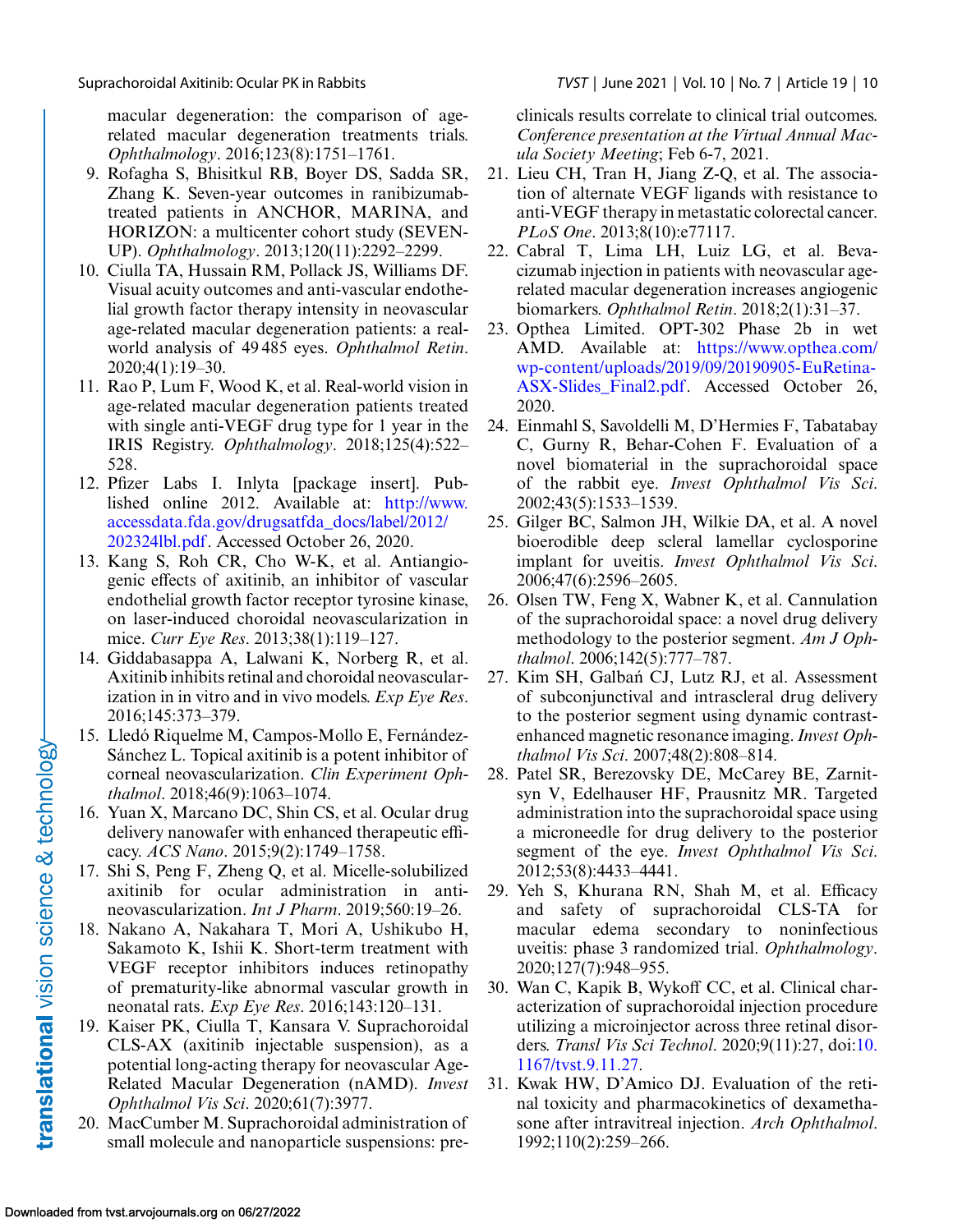macular degeneration: the comparison of age-related macular degeneration treatments trials. *Ophthalmology*. 2016;123(8):1751–1761.

9. Rofagha S, Bhisitkul RB, Boyer DS, Sadda SR, Zhang K. Seven-year outcomes in ranibizumab-treated patients in ANCHOR, MARINA, and HORIZON: a multicenter cohort study (SEVEN-UP). *Ophthalmology*. 2013;120(11):2292–2299.
10. Ciulla TA, Hussain RM, Pollack JS, Williams DF. Visual acuity outcomes and anti-vascular endothelial growth factor therapy intensity in neovascular age-related macular degeneration patients: a real-world analysis of 49 485 eyes. *Ophthalmol Retin*. 2020;4(1):19–30.
11. Rao P, Lum F, Wood K, et al. Real-world vision in age-related macular degeneration patients treated with single anti-VEGF drug type for 1 year in the IRIS Registry. *Ophthalmology*. 2018;125(4):522–528.
12. Pfizer Labs I. Inlyta [package insert]. Published online 2012. Available at: http://www.accessdata.fda.gov/drugsatfda_docs/label/2012/202324lbl.pdf. Accessed October 26, 2020.
13. Kang S, Roh CR, Cho W-K, et al. Antiangiogenic effects of axitinib, an inhibitor of vascular endothelial growth factor receptor tyrosine kinase, on laser-induced choroidal neovascularization in mice. *Curr Eye Res*. 2013;38(1):119–127.
14. Giddabasappa A, Lalwani K, Norberg R, et al. Axitinib inhibits retinal and choroidal neovascularization in in vitro and in vivo models. *Exp Eye Res*. 2016;145:373–379.
15. Lledó Riquelme M, Campos-Mollo E, Fernández-Sánchez L. Topical axitinib is a potent inhibitor of corneal neovascularization. *Clin Experiment Ophthalmol*. 2018;46(9):1063–1074.
16. Yuan X, Marcano DC, Shin CS, et al. Ocular drug delivery nanowafer with enhanced therapeutic efficacy. *ACS Nano*. 2015;9(2):1749–1758.
17. Shi S, Peng F, Zheng Q, et al. Micelle-solubilized axitinib for ocular administration in anti-neovascularization. *Int J Pharm*. 2019;560:19–26.
18. Nakano A, Nakahara T, Mori A, Ushikubo H, Sakamoto K, Ishii K. Short-term treatment with VEGF receptor inhibitors induces retinopathy of prematurity-like abnormal vascular growth in neonatal rats. *Exp Eye Res*. 2016;143:120–131.
19. Kaiser PK, Ciulla T, Kansara V. Suprachoroidal CLS-AX (axitinib injectable suspension), as a potential long-acting therapy for neovascular Age-Related Macular Degeneration (nAMD). *Invest Ophthalmol Vis Sci*. 2020;61(7):3977.
20. MacCumber M. Suprachoroidal administration of small molecule and nanoparticle suspensions: preclinicals results correlate to clinical trial outcomes. *Conference presentation at the Virtual Annual Macula Society Meeting*; Feb 6-7, 2021.
21. Lieu CH, Tran H, Jiang Z-Q, et al. The association of alternate VEGF ligands with resistance to anti-VEGF therapy in metastatic colorectal cancer. *PLoS One*. 2013;8(10):e77117.
22. Cabral T, Lima LH, Luiz LG, et al. Bevacizumab injection in patients with neovascular age-related macular degeneration increases angiogenic biomarkers. *Ophthalmol Retin*. 2018;2(1):31–37.
23. Opthea Limited. OPT-302 Phase 2b in wet AMD. Available at: https://www.opthea.com/wp-content/uploads/2019/09/20190905-EuRetina-ASX-Slides_Final2.pdf. Accessed October 26, 2020.
24. Einmahl S, Savoldelli M, D'Hermies F, Tabatabay C, Gurny R, Behar-Cohen F. Evaluation of a novel biomaterial in the suprachoroidal space of the rabbit eye. *Invest Ophthalmol Vis Sci*. 2002;43(5):1533–1539.
25. Gilger BC, Salmon JH, Wilkie DA, et al. A novel bioerodible deep scleral lamellar cyclosporine implant for uveitis. *Invest Ophthalmol Vis Sci*. 2006;47(6):2596–2605.
26. Olsen TW, Feng X, Wabner K, et al. Cannulation of the suprachoroidal space: a novel drug delivery methodology to the posterior segment. *Am J Ophthalmol*. 2006;142(5):777–787.
27. Kim SH, Galbań CJ, Lutz RJ, et al. Assessment of subconjunctival and intrascleral drug delivery to the posterior segment using dynamic contrast-enhanced magnetic resonance imaging. *Invest Ophthalmol Vis Sci*. 2007;48(2):808–814.
28. Patel SR, Berezovsky DE, McCarey BE, Zarnitsyn V, Edelhauser HF, Prausnitz MR. Targeted administration into the suprachoroidal space using a microneedle for drug delivery to the posterior segment of the eye. *Invest Ophthalmol Vis Sci*. 2012;53(8):4433–4441.
29. Yeh S, Khurana RN, Shah M, et al. Efficacy and safety of suprachoroidal CLS-TA for macular edema secondary to noninfectious uveitis: phase 3 randomized trial. *Ophthalmology*. 2020;127(7):948–955.
30. Wan C, Kapik B, Wykoff CC, et al. Clinical characterization of suprachoroidal injection procedure utilizing a microinjector across three retinal disorders. *Transl Vis Sci Technol*. 2020;9(11):27, doi:10.1167/tvst.9.11.27.
31. Kwak HW, D'Amico DJ. Evaluation of the retinal toxicity and pharmacokinetics of dexamethasone after intravitreal injection. *Arch Ophthalmol*. 1992;110(2):259–266.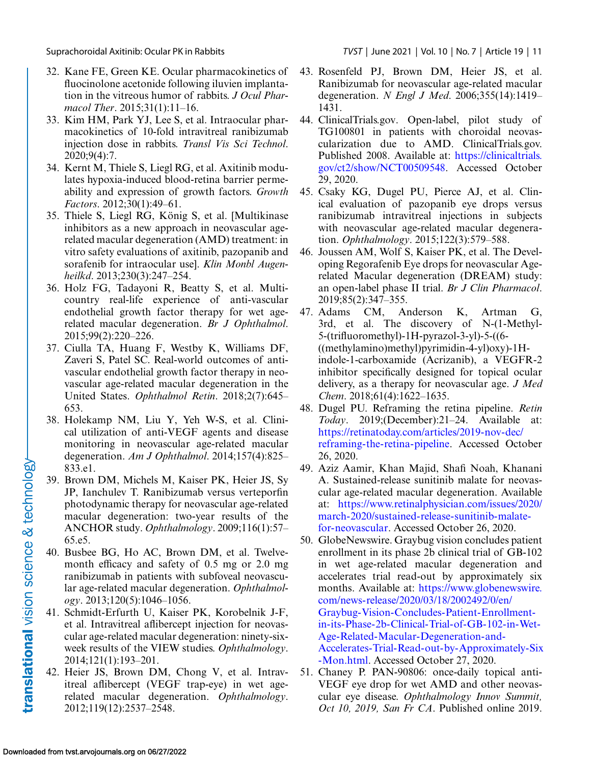32. Kane FE, Green KE. Ocular pharmacokinetics of fluocinolone acetonide following iluvien implantation in the vitreous humor of rabbits. *J Ocul Pharmacol Ther*. 2015;31(1):11–16.
33. Kim HM, Park YJ, Lee S, et al. Intraocular pharmacokinetics of 10-fold intravitreal ranibizumab injection dose in rabbits. *Transl Vis Sci Technol*. 2020;9(4):7.
34. Kernt M, Thiele S, Liegl RG, et al. Axitinib modulates hypoxia-induced blood-retina barrier permeability and expression of growth factors. *Growth Factors*. 2012;30(1):49–61.
35. Thiele S, Liegl RG, König S, et al. [Multikinase inhibitors as a new approach in neovascular age-related macular degeneration (AMD) treatment: in vitro safety evaluations of axitinib, pazopanib and sorafenib for intraocular use]. *Klin Monbl Augenheilkd*. 2013;230(3):247–254.
36. Holz FG, Tadayoni R, Beatty S, et al. Multi-country real-life experience of anti-vascular endothelial growth factor therapy for wet age-related macular degeneration. *Br J Ophthalmol*. 2015;99(2):220–226.
37. Ciulla TA, Huang F, Westby K, Williams DF, Zaveri S, Patel SC. Real-world outcomes of anti-vascular endothelial growth factor therapy in neovascular age-related macular degeneration in the United States. *Ophthalmol Retin*. 2018;2(7):645–653.
38. Holekamp NM, Liu Y, Yeh W-S, et al. Clinical utilization of anti-VEGF agents and disease monitoring in neovascular age-related macular degeneration. *Am J Ophthalmol*. 2014;157(4):825–833.e1.
39. Brown DM, Michels M, Kaiser PK, Heier JS, Sy JP, Ianchulev T. Ranibizumab versus verteporfin photodynamic therapy for neovascular age-related macular degeneration: two-year results of the ANCHOR study. *Ophthalmology*. 2009;116(1):57–65.e5.
40. Busbee BG, Ho AC, Brown DM, et al. Twelve-month efficacy and safety of 0.5 mg or 2.0 mg ranibizumab in patients with subfoveal neovascular age-related macular degeneration. *Ophthalmology*. 2013;120(5):1046–1056.
41. Schmidt-Erfurth U, Kaiser PK, Korobelnik J-F, et al. Intravitreal aflibercept injection for neovascular age-related macular degeneration: ninety-six-week results of the VIEW studies. *Ophthalmology*. 2014;121(1):193–201.
42. Heier JS, Brown DM, Chong V, et al. Intravitreal aflibercept (VEGF trap-eye) in wet age-related macular degeneration. *Ophthalmology*. 2012;119(12):2537–2548.
43. Rosenfeld PJ, Brown DM, Heier JS, et al. Ranibizumab for neovascular age-related macular degeneration. *N Engl J Med*. 2006;355(14):1419–1431.
44. ClinicalTrials.gov. Open-label, pilot study of TG100801 in patients with choroidal neovascularization due to AMD. ClinicalTrials.gov. Published 2008. Available at: https://clinicaltrials.gov/ct2/show/NCT00509548. Accessed October 29, 2020.
45. Csaky KG, Dugel PU, Pierce AJ, et al. Clinical evaluation of pazopanib eye drops versus ranibizumab intravitreal injections in subjects with neovascular age-related macular degeneration. *Ophthalmology*. 2015;122(3):579–588.
46. Joussen AM, Wolf S, Kaiser PK, et al. The Developing Regorafenib Eye drops for neovascular Age-related Macular degeneration (DREAM) study: an open-label phase II trial. *Br J Clin Pharmacol*. 2019;85(2):347–355.
47. Adams CM, Anderson K, Artman G, 3rd, et al. The discovery of N-(1-Methyl-5-(trifluoromethyl)-1H-pyrazol-3-yl)-5-((6-((methylamino)methyl)pyrimidin-4-yl)oxy)-1H-indole-1-carboxamide (Acrizanib), a VEGFR-2 inhibitor specifically designed for topical ocular delivery, as a therapy for neovascular age. *J Med Chem*. 2018;61(4):1622–1635.
48. Dugel PU. Reframing the retina pipeline. *Retin Today*. 2019;(December):21–24. Available at: https://retinatoday.com/articles/2019-nov-dec/reframing-the-retina-pipeline. Accessed October 26, 2020.
49. Aziz Aamir, Khan Majid, Shafi Noah, Khanani A. Sustained-release sunitinib malate for neovascular age-related macular degeneration. Available at: https://www.retinalphysician.com/issues/2020/march-2020/sustained-release-sunitinib-malate-for-neovascular. Accessed October 26, 2020.
50. GlobeNewswire. Graybug vision concludes patient enrollment in its phase 2b clinical trial of GB-102 in wet age-related macular degeneration and accelerates trial read-out by approximately six months. Available at: https://www.globenewswire.com/news-release/2020/03/18/2002492/0/en/Graybug-Vision-Concludes-Patient-Enrollment-in-its-Phase-2b-Clinical-Trial-of-GB-102-in-Wet-Age-Related-Macular-Degeneration-and-Accelerates-Trial-Read-out-by-Approximately-Six-Mon.html. Accessed October 27, 2020.
51. Chaney P. PAN-90806: once-daily topical anti-VEGF eye drop for wet AMD and other neovascular eye disease. *Ophthalmology Innov Summit, Oct 10, 2019, San Fr CA*. Published online 2019.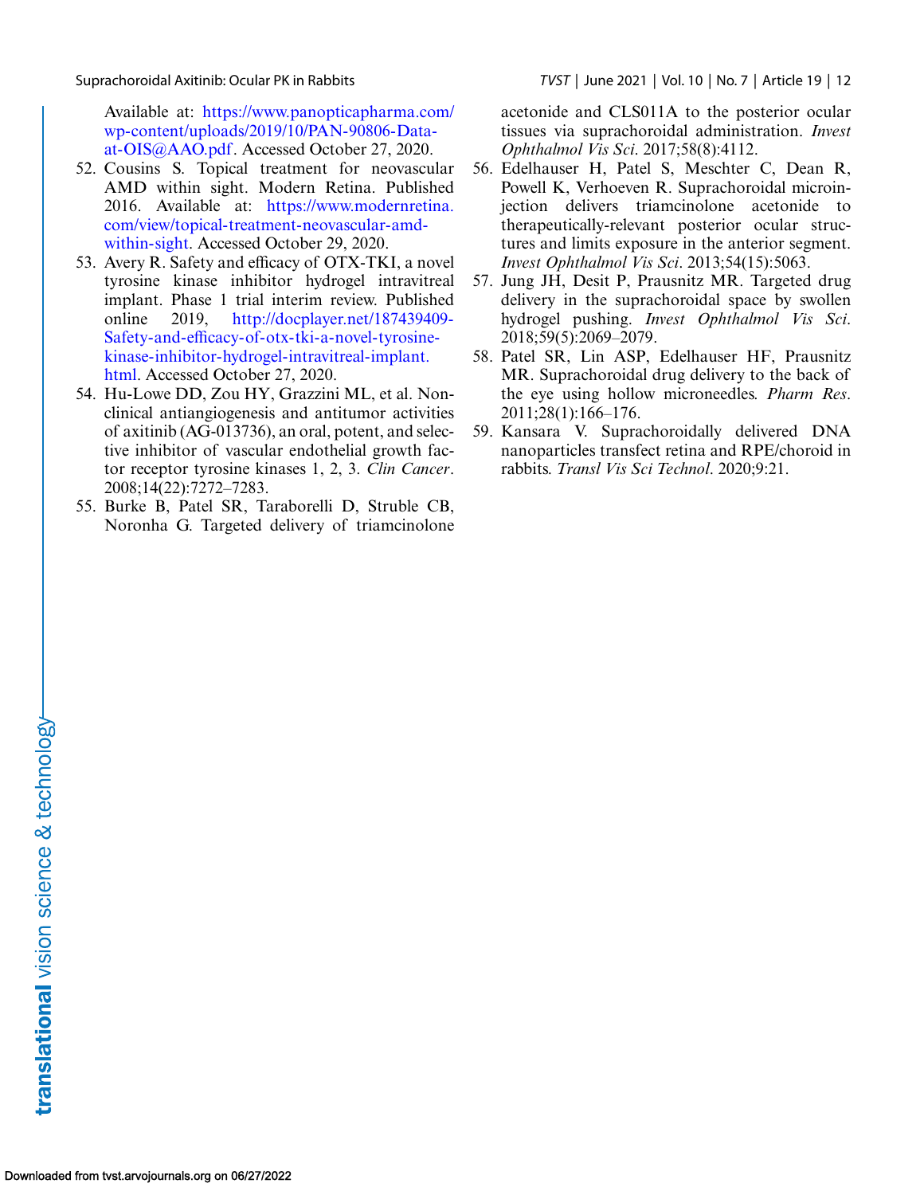Available at: https://www.panopticapharma.com/wp-content/uploads/2019/10/PAN-90806-Data-at-OIS@AAO.pdf. Accessed October 27, 2020.

52. Cousins S. Topical treatment for neovascular AMD within sight. Modern Retina. Published 2016. Available at: https://www.modernretina.com/view/topical-treatment-neovascular-amd-within-sight. Accessed October 29, 2020.
53. Avery R. Safety and efficacy of OTX-TKI, a novel tyrosine kinase inhibitor hydrogel intravitreal implant. Phase 1 trial interim review. Published online 2019, http://docplayer.net/187439409-Safety-and-efficacy-of-otx-tki-a-novel-tyrosine-kinase-inhibitor-hydrogel-intravitreal-implant.html. Accessed October 27, 2020.
54. Hu-Lowe DD, Zou HY, Grazzini ML, et al. Nonclinical antiangiogenesis and antitumor activities of axitinib (AG-013736), an oral, potent, and selective inhibitor of vascular endothelial growth factor receptor tyrosine kinases 1, 2, 3. *Clin Cancer*. 2008;14(22):7272–7283.
55. Burke B, Patel SR, Taraborelli D, Struble CB, Noronha G. Targeted delivery of triamcinolone acetonide and CLS011A to the posterior ocular tissues via suprachoroidal administration. *Invest Ophthalmol Vis Sci*. 2017;58(8):4112.
56. Edelhauser H, Patel S, Meschter C, Dean R, Powell K, Verhoeven R. Suprachoroidal microinjection delivers triamcinolone acetonide to therapeutically-relevant posterior ocular structures and limits exposure in the anterior segment. *Invest Ophthalmol Vis Sci*. 2013;54(15):5063.
57. Jung JH, Desit P, Prausnitz MR. Targeted drug delivery in the suprachoroidal space by swollen hydrogel pushing. *Invest Ophthalmol Vis Sci*. 2018;59(5):2069–2079.
58. Patel SR, Lin ASP, Edelhauser HF, Prausnitz MR. Suprachoroidal drug delivery to the back of the eye using hollow microneedles. *Pharm Res*. 2011;28(1):166–176.
59. Kansara V. Suprachoroidally delivered DNA nanoparticles transfect retina and RPE/choroid in rabbits. *Transl Vis Sci Technol*. 2020;9:21.